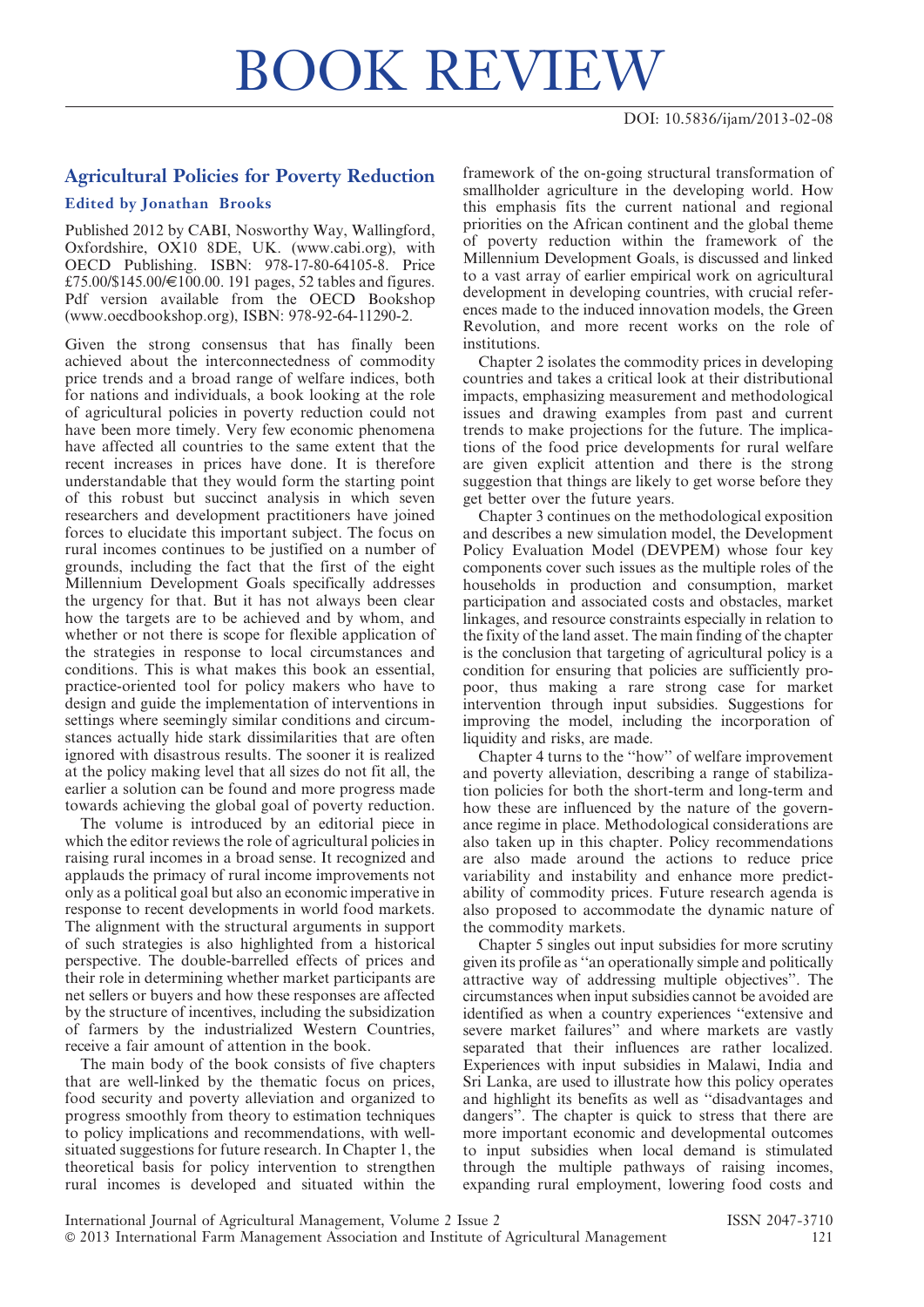# BOOK REVIEW

DOI: 10.5836/ijam/2013-02-08

## Agricultural Policies for Poverty Reduction

### Edited by Jonathan Brooks

Published 2012 by CABI, Nosworthy Way, Wallingford, Oxfordshire, OX10 8DE, UK. (www.cabi.org), with OECD Publishing. ISBN: 978-17-80-64105-8. Price £75.00/$145.00/€100.00. 191 pages, 52 tables and figures. Pdf version available from the OECD Bookshop (www.oecdbookshop.org), ISBN: 978-92-64-11290-2.

Given the strong consensus that has finally been achieved about the interconnectedness of commodity price trends and a broad range of welfare indices, both for nations and individuals, a book looking at the role of agricultural policies in poverty reduction could not have been more timely. Very few economic phenomena have affected all countries to the same extent that the recent increases in prices have done. It is therefore understandable that they would form the starting point of this robust but succinct analysis in which seven researchers and development practitioners have joined forces to elucidate this important subject. The focus on rural incomes continues to be justified on a number of grounds, including the fact that the first of the eight Millennium Development Goals specifically addresses the urgency for that. But it has not always been clear how the targets are to be achieved and by whom, and whether or not there is scope for flexible application of the strategies in response to local circumstances and conditions. This is what makes this book an essential, practice-oriented tool for policy makers who have to design and guide the implementation of interventions in settings where seemingly similar conditions and circumstances actually hide stark dissimilarities that are often ignored with disastrous results. The sooner it is realized at the policy making level that all sizes do not fit all, the earlier a solution can be found and more progress made towards achieving the global goal of poverty reduction.

The volume is introduced by an editorial piece in which the editor reviews the role of agricultural policies in raising rural incomes in a broad sense. It recognized and applauds the primacy of rural income improvements not only as a political goal but also an economic imperative in response to recent developments in world food markets. The alignment with the structural arguments in support of such strategies is also highlighted from a historical perspective. The double-barrelled effects of prices and their role in determining whether market participants are net sellers or buyers and how these responses are affected by the structure of incentives, including the subsidization of farmers by the industrialized Western Countries, receive a fair amount of attention in the book.

The main body of the book consists of five chapters that are well-linked by the thematic focus on prices, food security and poverty alleviation and organized to progress smoothly from theory to estimation techniques to policy implications and recommendations, with well-situated suggestions for future research. In Chapter 1, the theoretical basis for policy intervention to strengthen rural incomes is developed and situated within the framework of the on-going structural transformation of smallholder agriculture in the developing world. How this emphasis fits the current national and regional priorities on the African continent and the global theme of poverty reduction within the framework of the Millennium Development Goals, is discussed and linked to a vast array of earlier empirical work on agricultural development in developing countries, with crucial references made to the induced innovation models, the Green Revolution, and more recent works on the role of institutions.

Chapter 2 isolates the commodity prices in developing countries and takes a critical look at their distributional impacts, emphasizing measurement and methodological issues and drawing examples from past and current trends to make projections for the future. The implications of the food price developments for rural welfare are given explicit attention and there is the strong suggestion that things are likely to get worse before they get better over the future years.

Chapter 3 continues on the methodological exposition and describes a new simulation model, the Development Policy Evaluation Model (DEVPEM) whose four key components cover such issues as the multiple roles of the households in production and consumption, market participation and associated costs and obstacles, market linkages, and resource constraints especially in relation to the fixity of the land asset. The main finding of the chapter is the conclusion that targeting of agricultural policy is a condition for ensuring that policies are sufficiently pro-poor, thus making a rare strong case for market intervention through input subsidies. Suggestions for improving the model, including the incorporation of liquidity and risks, are made.

Chapter 4 turns to the "how" of welfare improvement and poverty alleviation, describing a range of stabilization policies for both the short-term and long-term and how these are influenced by the nature of the governance regime in place. Methodological considerations are also taken up in this chapter. Policy recommendations are also made around the actions to reduce price variability and instability and enhance more predictability of commodity prices. Future research agenda is also proposed to accommodate the dynamic nature of the commodity markets.

Chapter 5 singles out input subsidies for more scrutiny given its profile as "an operationally simple and politically attractive way of addressing multiple objectives". The circumstances when input subsidies cannot be avoided are identified as when a country experiences "extensive and severe market failures" and where markets are vastly separated that their influences are rather localized. Experiences with input subsidies in Malawi, India and Sri Lanka, are used to illustrate how this policy operates and highlight its benefits as well as "disadvantages and dangers". The chapter is quick to stress that there are more important economic and developmental outcomes to input subsidies when local demand is stimulated through the multiple pathways of raising incomes, expanding rural employment, lowering food costs and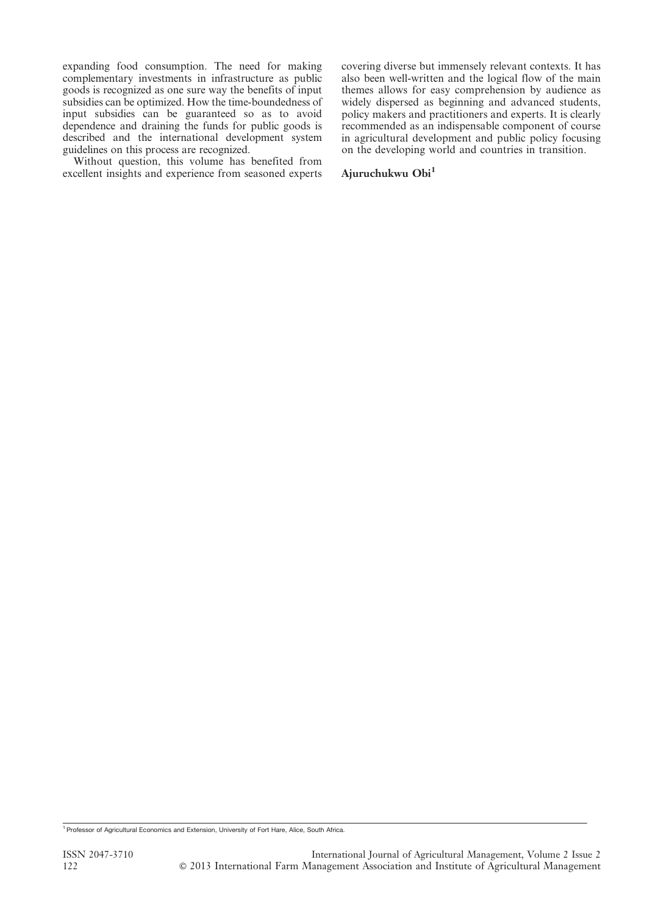expanding food consumption. The need for making complementary investments in infrastructure as public goods is recognized as one sure way the benefits of input subsidies can be optimized. How the time-boundedness of input subsidies can be guaranteed so as to avoid dependence and draining the funds for public goods is described and the international development system guidelines on this process are recognized.

Without question, this volume has benefited from excellent insights and experience from seasoned experts covering diverse but immensely relevant contexts. It has also been well-written and the logical flow of the main themes allows for easy comprehension by audience as widely dispersed as beginning and advanced students, policy makers and practitioners and experts. It is clearly recommended as an indispensable component of course in agricultural development and public policy focusing on the developing world and countries in transition.

**Ajuruchukwu Obi**[1]

[1] Professor of Agricultural Economics and Extension, University of Fort Hare, Alice, South Africa.